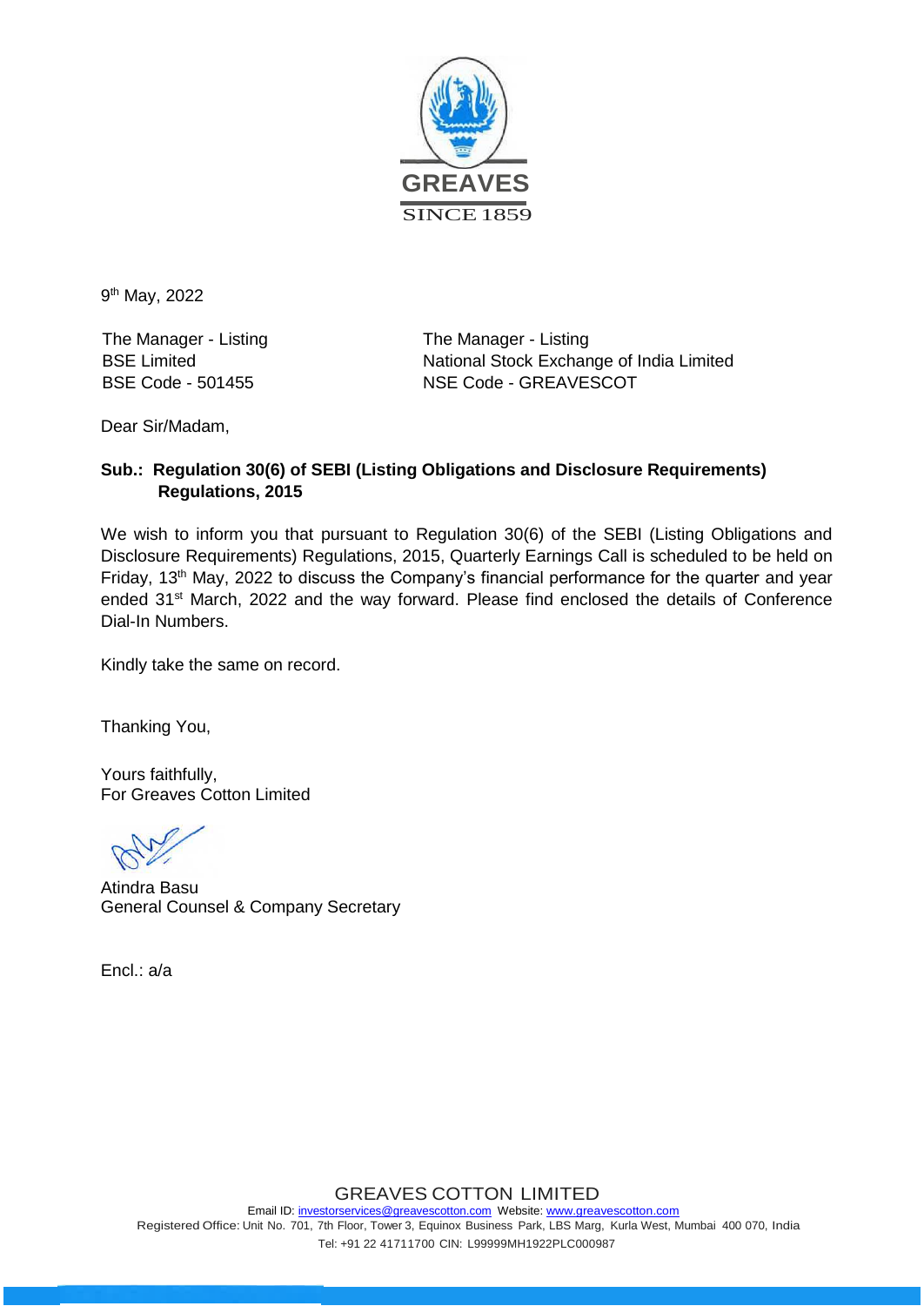GREAVES
SINCE 1859

9th May, 2022

The Manager - Listing
BSE Limited
BSE Code - 501455

The Manager - Listing
National Stock Exchange of India Limited
NSE Code - GREAVESCOT

Dear Sir/Madam,

**Sub.: Regulation 30(6) of SEBI (Listing Obligations and Disclosure Requirements) Regulations, 2015**

We wish to inform you that pursuant to Regulation 30(6) of the SEBI (Listing Obligations and Disclosure Requirements) Regulations, 2015, Quarterly Earnings Call is scheduled to be held on Friday, 13th May, 2022 to discuss the Company's financial performance for the quarter and year ended 31st March, 2022 and the way forward. Please find enclosed the details of Conference Dial-In Numbers.

Kindly take the same on record.

Thanking You,

Yours faithfully,
For Greaves Cotton Limited

Atindra Basu
General Counsel & Company Secretary

Encl.: a/a

GREAVES COTTON LIMITED
Email ID: investorservices@greavescotton.com Website: www.greavescotton.com
Registered Office: Unit No. 701, 7th Floor, Tower 3, Equinox Business Park, LBS Marg, Kurla West, Mumbai 400 070, India
Tel: +91 22 41711700 CIN: L99999MH1922PLC000987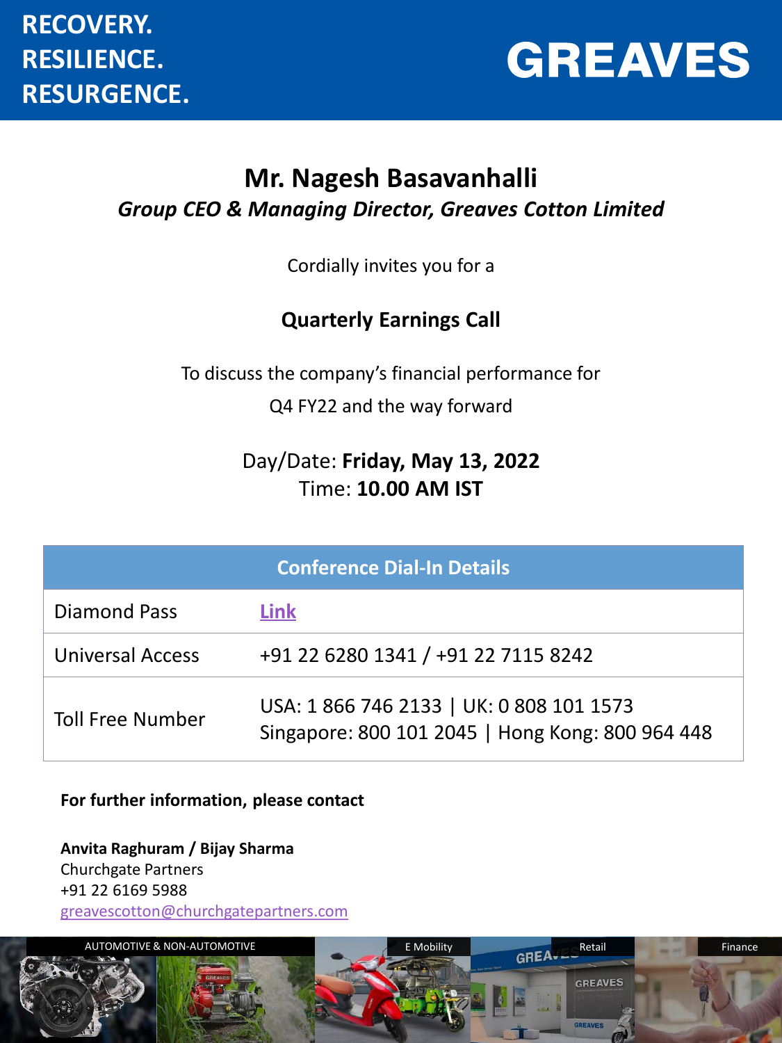RECOVERY.
RESILIENCE.
RESURGENCE.

GREAVES

## Mr. Nagesh Basavanhalli

***Group CEO & Managing Director, Greaves Cotton Limited***

Cordially invites you for a

**Quarterly Earnings Call**

To discuss the company's financial performance for
Q4 FY22 and the way forward

Day/Date: **Friday, May 13, 2022**
Time: **10.00 AM IST**

| Conference Dial-In Details | |
|---|---|
| Diamond Pass | Link |
| Universal Access | +91 22 6280 1341 / +91 22 7115 8242 |
| Toll Free Number | USA: 1 866 746 2133 \| UK: 0 808 101 1573<br>Singapore: 800 101 2045 \| Hong Kong: 800 964 448 |

**For further information, please contact**

**Anvita Raghuram / Bijay Sharma**
Churchgate Partners
+91 22 6169 5988
greavescotton@churchgatepartners.com

AUTOMOTIVE & NON-AUTOMOTIVE | E Mobility | Retail | Finance